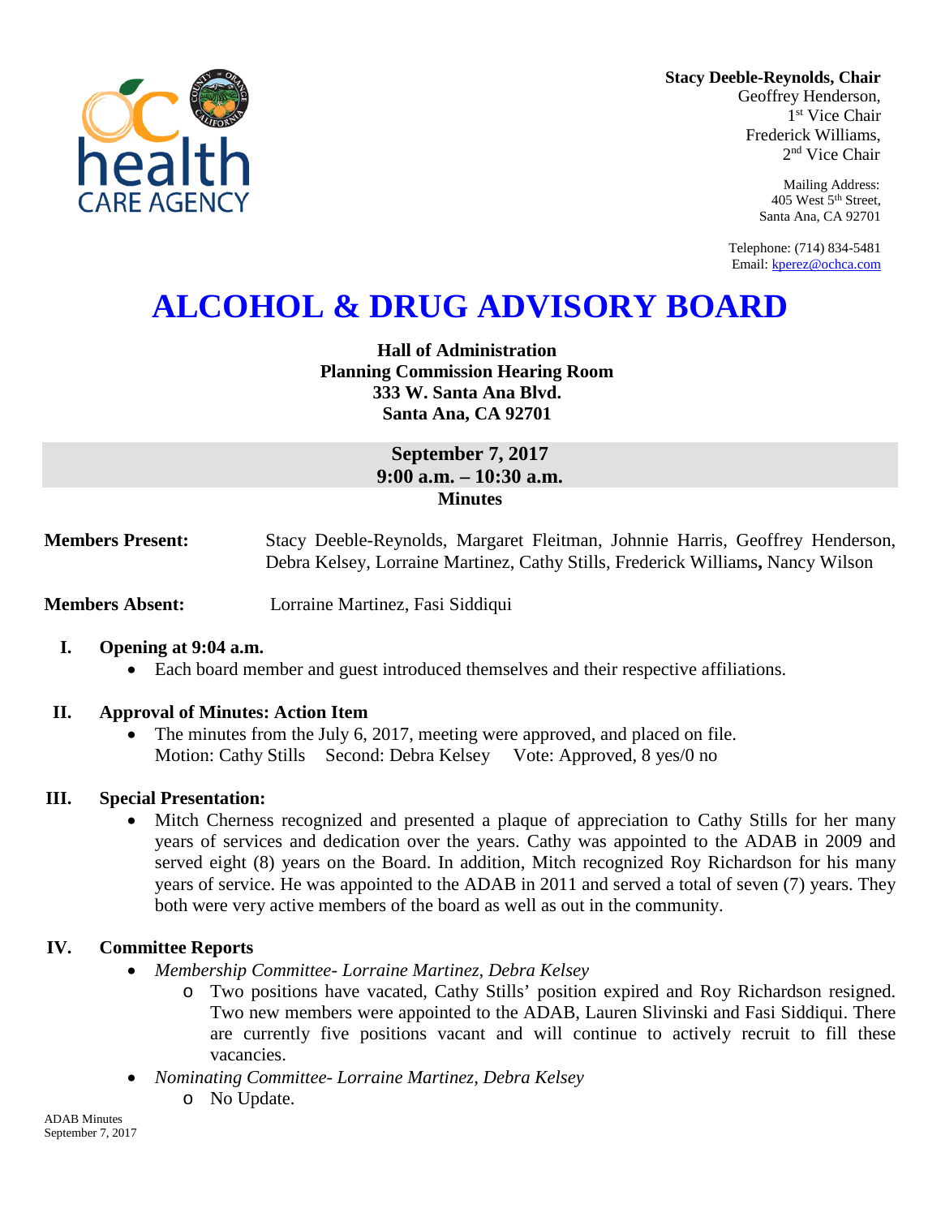**Stacy Deeble-Reynolds, Chair**
Geoffrey Henderson,
1st Vice Chair
Frederick Williams,
2nd Vice Chair

Mailing Address:
405 West 5th Street,
Santa Ana, CA 92701

Telephone: (714) 834-5481
Email: kperez@ochca.com

# ALCOHOL & DRUG ADVISORY BOARD

**Hall of Administration**
**Planning Commission Hearing Room**
**333 W. Santa Ana Blvd.**
**Santa Ana, CA 92701**

**September 7, 2017**
**9:00 a.m. – 10:30 a.m.**
**Minutes**

**Members Present:** Stacy Deeble-Reynolds, Margaret Fleitman, Johnnie Harris, Geoffrey Henderson, Debra Kelsey, Lorraine Martinez, Cathy Stills, Frederick Williams, Nancy Wilson

**Members Absent:** Lorraine Martinez, Fasi Siddiqui

**I. Opening at 9:04 a.m.**

- Each board member and guest introduced themselves and their respective affiliations.

**II. Approval of Minutes: Action Item**

- The minutes from the July 6, 2017, meeting were approved, and placed on file.
  Motion: Cathy Stills Second: Debra Kelsey Vote: Approved, 8 yes/0 no

**III. Special Presentation:**

- Mitch Cherness recognized and presented a plaque of appreciation to Cathy Stills for her many years of services and dedication over the years. Cathy was appointed to the ADAB in 2009 and served eight (8) years on the Board. In addition, Mitch recognized Roy Richardson for his many years of service. He was appointed to the ADAB in 2011 and served a total of seven (7) years. They both were very active members of the board as well as out in the community.

**IV. Committee Reports**

- *Membership Committee- Lorraine Martinez, Debra Kelsey*
  - Two positions have vacated, Cathy Stills' position expired and Roy Richardson resigned. Two new members were appointed to the ADAB, Lauren Slivinski and Fasi Siddiqui. There are currently five positions vacant and will continue to actively recruit to fill these vacancies.
- *Nominating Committee- Lorraine Martinez, Debra Kelsey*
  - No Update.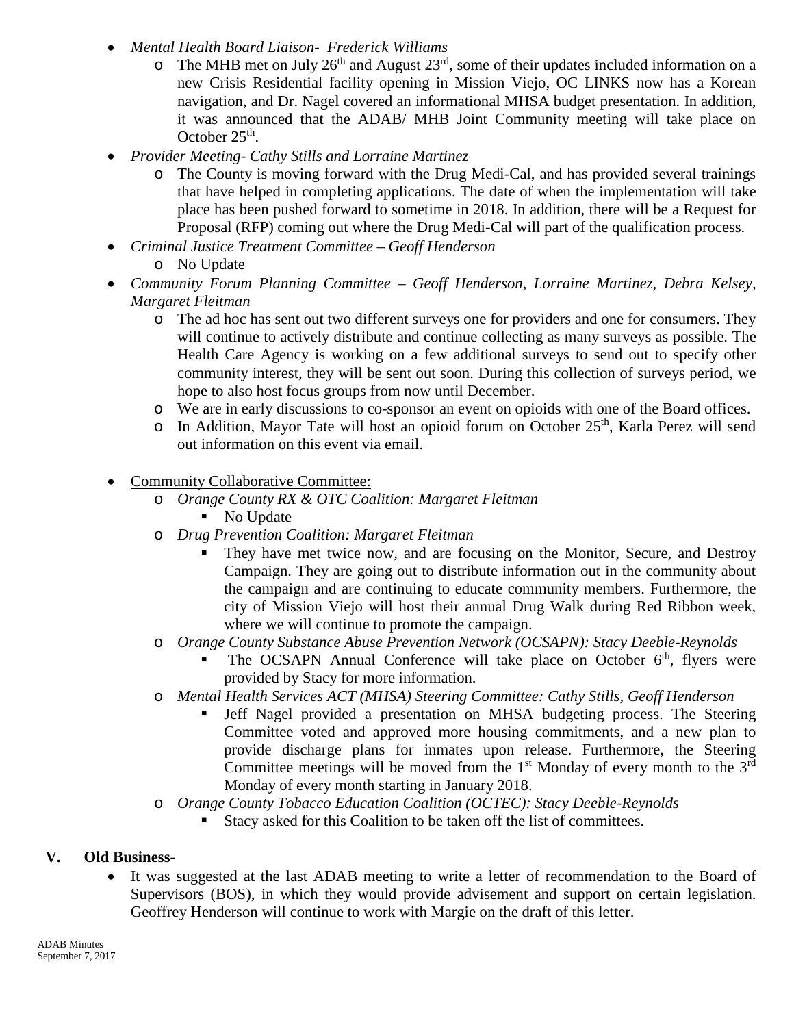- *Mental Health Board Liaison- Frederick Williams*
  - The MHB met on July 26th and August 23rd, some of their updates included information on a new Crisis Residential facility opening in Mission Viejo, OC LINKS now has a Korean navigation, and Dr. Nagel covered an informational MHSA budget presentation. In addition, it was announced that the ADAB/ MHB Joint Community meeting will take place on October 25th.
- *Provider Meeting- Cathy Stills and Lorraine Martinez*
  - The County is moving forward with the Drug Medi-Cal, and has provided several trainings that have helped in completing applications. The date of when the implementation will take place has been pushed forward to sometime in 2018. In addition, there will be a Request for Proposal (RFP) coming out where the Drug Medi-Cal will part of the qualification process.
- *Criminal Justice Treatment Committee – Geoff Henderson*
  - No Update
- *Community Forum Planning Committee – Geoff Henderson, Lorraine Martinez, Debra Kelsey, Margaret Fleitman*
  - The ad hoc has sent out two different surveys one for providers and one for consumers. They will continue to actively distribute and continue collecting as many surveys as possible. The Health Care Agency is working on a few additional surveys to send out to specify other community interest, they will be sent out soon. During this collection of surveys period, we hope to also host focus groups from now until December.
  - We are in early discussions to co-sponsor an event on opioids with one of the Board offices.
  - In Addition, Mayor Tate will host an opioid forum on October 25th, Karla Perez will send out information on this event via email.

- Community Collaborative Committee:
  - *Orange County RX & OTC Coalition: Margaret Fleitman*
    - No Update
  - *Drug Prevention Coalition: Margaret Fleitman*
    - They have met twice now, and are focusing on the Monitor, Secure, and Destroy Campaign. They are going out to distribute information out in the community about the campaign and are continuing to educate community members. Furthermore, the city of Mission Viejo will host their annual Drug Walk during Red Ribbon week, where we will continue to promote the campaign.
  - *Orange County Substance Abuse Prevention Network (OCSAPN): Stacy Deeble-Reynolds*
    - The OCSAPN Annual Conference will take place on October 6th, flyers were provided by Stacy for more information.
  - *Mental Health Services ACT (MHSA) Steering Committee: Cathy Stills, Geoff Henderson*
    - Jeff Nagel provided a presentation on MHSA budgeting process. The Steering Committee voted and approved more housing commitments, and a new plan to provide discharge plans for inmates upon release. Furthermore, the Steering Committee meetings will be moved from the 1st Monday of every month to the 3rd Monday of every month starting in January 2018.
  - *Orange County Tobacco Education Coalition (OCTEC): Stacy Deeble-Reynolds*
    - Stacy asked for this Coalition to be taken off the list of committees.

## V. Old Business-

- It was suggested at the last ADAB meeting to write a letter of recommendation to the Board of Supervisors (BOS), in which they would provide advisement and support on certain legislation. Geoffrey Henderson will continue to work with Margie on the draft of this letter.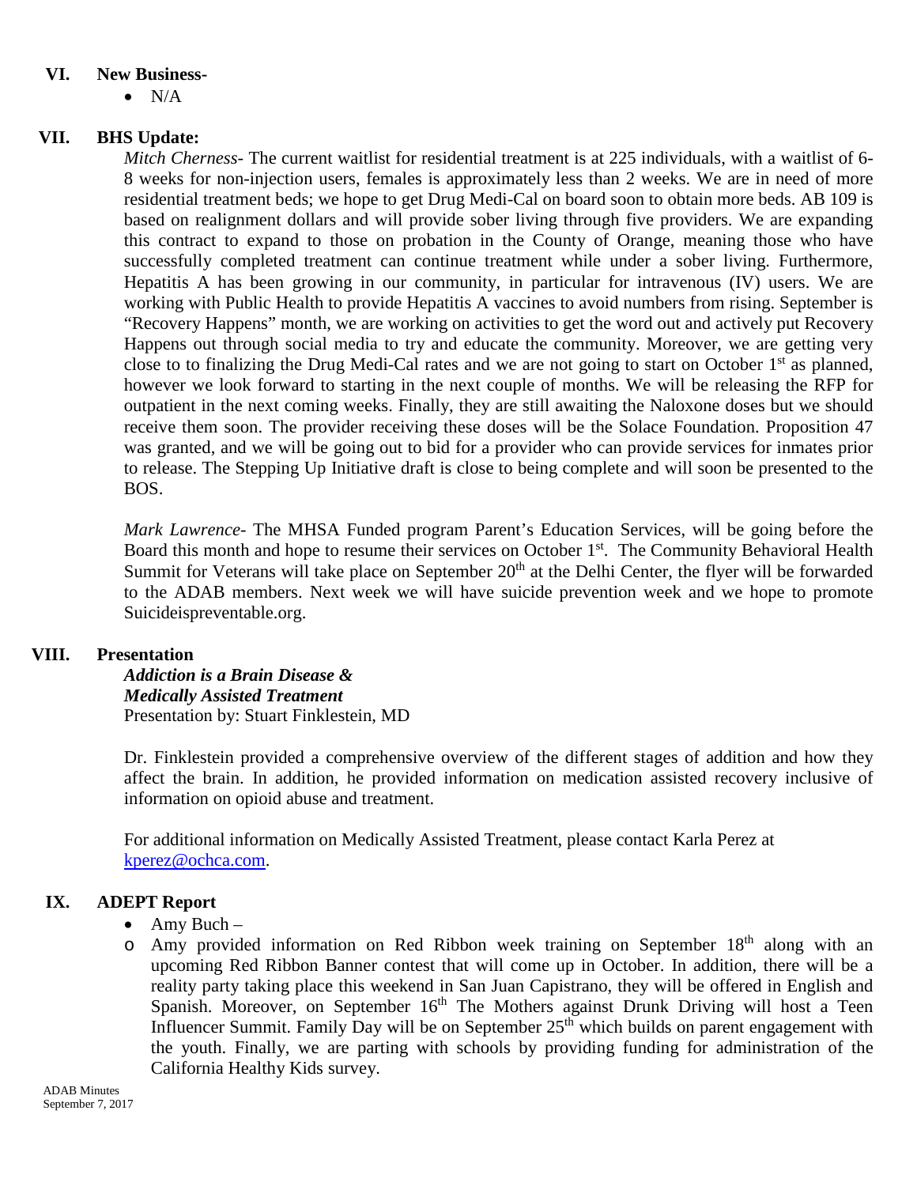## VI. New Business-

- N/A

## VII. BHS Update:

*Mitch Cherness*- The current waitlist for residential treatment is at 225 individuals, with a waitlist of 6-8 weeks for non-injection users, females is approximately less than 2 weeks. We are in need of more residential treatment beds; we hope to get Drug Medi-Cal on board soon to obtain more beds. AB 109 is based on realignment dollars and will provide sober living through five providers. We are expanding this contract to expand to those on probation in the County of Orange, meaning those who have successfully completed treatment can continue treatment while under a sober living. Furthermore, Hepatitis A has been growing in our community, in particular for intravenous (IV) users. We are working with Public Health to provide Hepatitis A vaccines to avoid numbers from rising. September is "Recovery Happens" month, we are working on activities to get the word out and actively put Recovery Happens out through social media to try and educate the community. Moreover, we are getting very close to to finalizing the Drug Medi-Cal rates and we are not going to start on October 1st as planned, however we look forward to starting in the next couple of months. We will be releasing the RFP for outpatient in the next coming weeks. Finally, they are still awaiting the Naloxone doses but we should receive them soon. The provider receiving these doses will be the Solace Foundation. Proposition 47 was granted, and we will be going out to bid for a provider who can provide services for inmates prior to release. The Stepping Up Initiative draft is close to being complete and will soon be presented to the BOS.

*Mark Lawrence*- The MHSA Funded program Parent's Education Services, will be going before the Board this month and hope to resume their services on October 1st. The Community Behavioral Health Summit for Veterans will take place on September 20th at the Delhi Center, the flyer will be forwarded to the ADAB members. Next week we will have suicide prevention week and we hope to promote Suicideispreventable.org.

## VIII. Presentation

***Addiction is a Brain Disease &***
***Medically Assisted Treatment***
Presentation by: Stuart Finklestein, MD

Dr. Finklestein provided a comprehensive overview of the different stages of addition and how they affect the brain. In addition, he provided information on medication assisted recovery inclusive of information on opioid abuse and treatment.

For additional information on Medically Assisted Treatment, please contact Karla Perez at kperez@ochca.com.

## IX. ADEPT Report

- Amy Buch –
  - Amy provided information on Red Ribbon week training on September 18th along with an upcoming Red Ribbon Banner contest that will come up in October. In addition, there will be a reality party taking place this weekend in San Juan Capistrano, they will be offered in English and Spanish. Moreover, on September 16th The Mothers against Drunk Driving will host a Teen Influencer Summit. Family Day will be on September 25th which builds on parent engagement with the youth. Finally, we are parting with schools by providing funding for administration of the California Healthy Kids survey.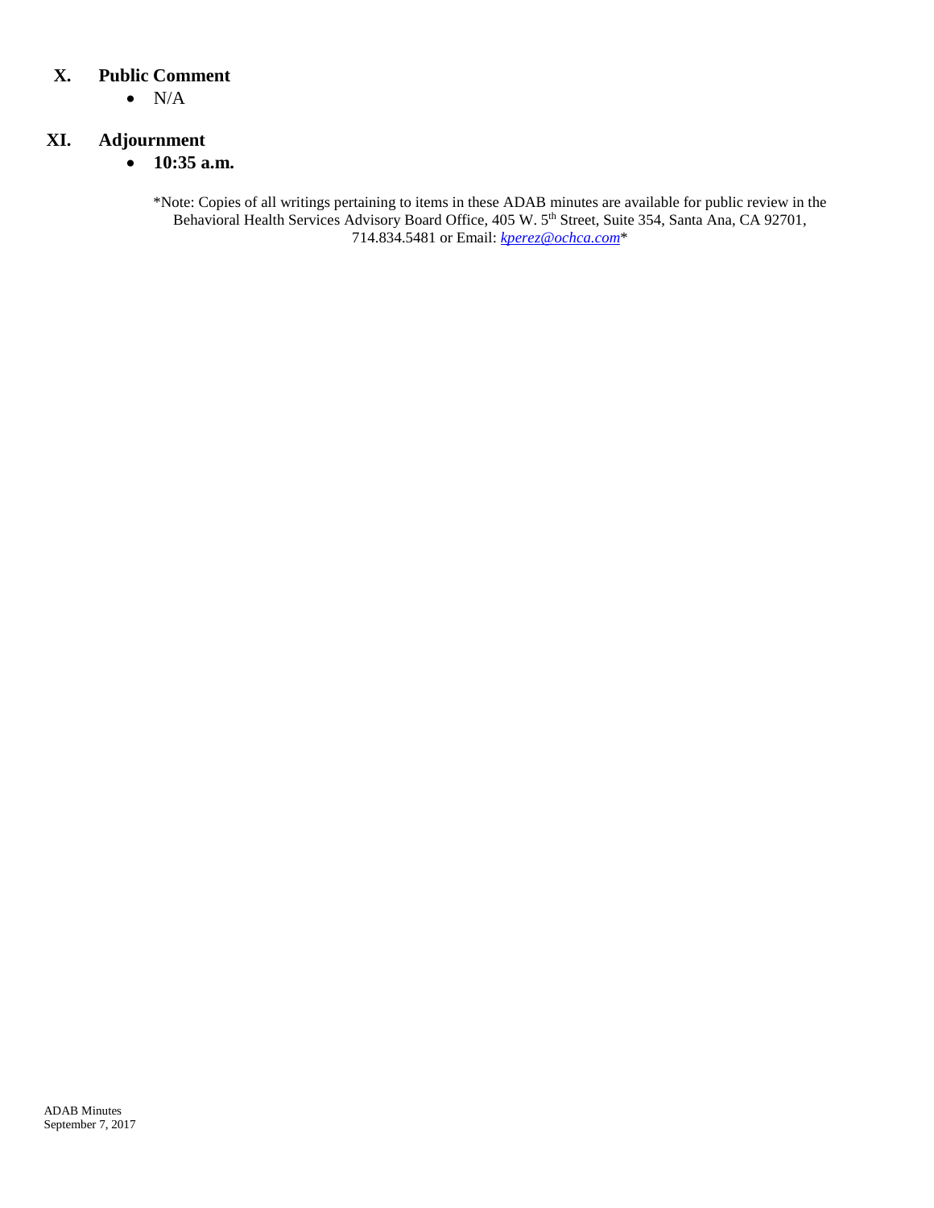## X. Public Comment

- N/A

## XI. Adjournment

- **10:35 a.m.**

*Note: Copies of all writings pertaining to items in these ADAB minutes are available for public review in the Behavioral Health Services Advisory Board Office, 405 W. 5th Street, Suite 354, Santa Ana, CA 92701, 714.834.5481 or Email: *kperez@ochca.com**